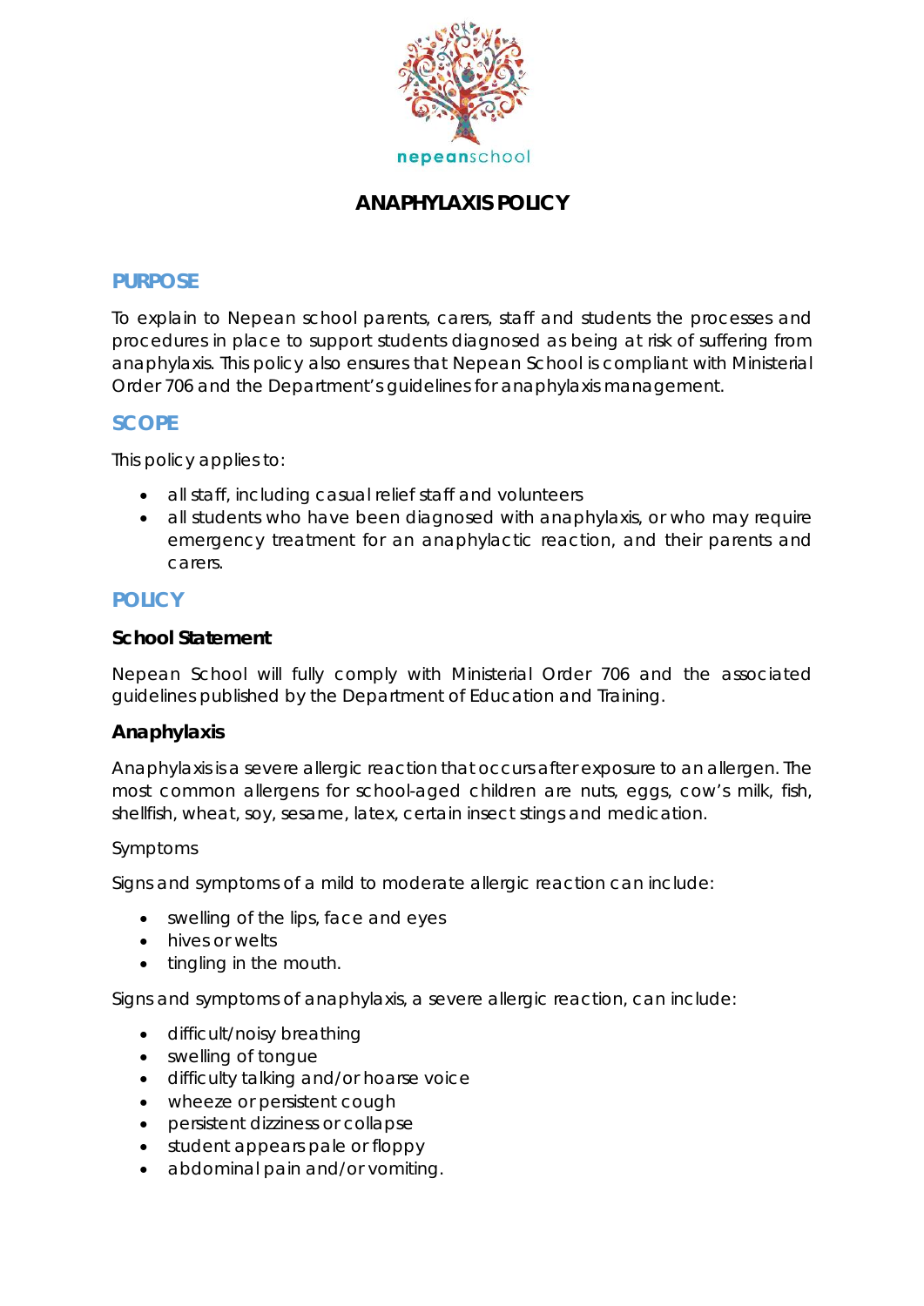# ANAPHYLAXIS POLICY

## PURPOSE

To explain to Nepean school parents, carers, staff and students the processes and procedures in place to support students diagnosed as being at risk of suffering from anaphylaxis. This policy also ensures that Nepean School is compliant with Ministerial Order 706 and the Department's guidelines for anaphylaxis management.

## SCOPE

This policy applies to:

- all staff, including casual relief staff and volunteers
- all students who have been diagnosed with anaphylaxis, or who may require emergency treatment for an anaphylactic reaction, and their parents and carers.

## POLICY

### School Statement

Nepean School will fully comply with Ministerial Order 706 and the associated guidelines published by the Department of Education and Training.

### Anaphylaxis

Anaphylaxis is a severe allergic reaction that occurs after exposure to an allergen. The most common allergens for school-aged children are nuts, eggs, cow's milk, fish, shellfish, wheat, soy, sesame, latex, certain insect stings and medication.

Symptoms

Signs and symptoms of a mild to moderate allergic reaction can include:

- swelling of the lips, face and eyes
- hives or welts
- tingling in the mouth.

Signs and symptoms of anaphylaxis, a severe allergic reaction, can include:

- difficult/noisy breathing
- swelling of tongue
- difficulty talking and/or hoarse voice
- wheeze or persistent cough
- persistent dizziness or collapse
- student appears pale or floppy
- abdominal pain and/or vomiting.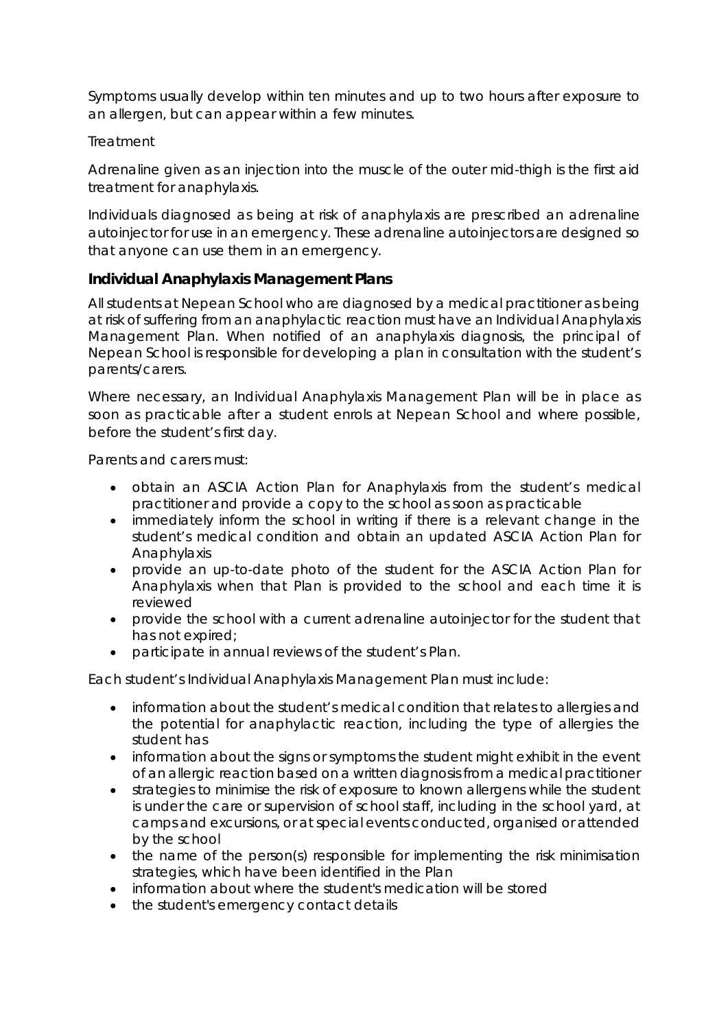Symptoms usually develop within ten minutes and up to two hours after exposure to an allergen, but can appear within a few minutes.

Treatment

Adrenaline given as an injection into the muscle of the outer mid-thigh is the first aid treatment for anaphylaxis.

Individuals diagnosed as being at risk of anaphylaxis are prescribed an adrenaline autoinjector for use in an emergency. These adrenaline autoinjectors are designed so that anyone can use them in an emergency.

## Individual Anaphylaxis Management Plans

All students at Nepean School who are diagnosed by a medical practitioner as being at risk of suffering from an anaphylactic reaction must have an Individual Anaphylaxis Management Plan. When notified of an anaphylaxis diagnosis, the principal of Nepean School is responsible for developing a plan in consultation with the student's parents/carers.

Where necessary, an Individual Anaphylaxis Management Plan will be in place as soon as practicable after a student enrols at Nepean School and where possible, before the student's first day.

Parents and carers must:

- obtain an ASCIA Action Plan for Anaphylaxis from the student's medical practitioner and provide a copy to the school as soon as practicable
- immediately inform the school in writing if there is a relevant change in the student's medical condition and obtain an updated ASCIA Action Plan for Anaphylaxis
- provide an up-to-date photo of the student for the ASCIA Action Plan for Anaphylaxis when that Plan is provided to the school and each time it is reviewed
- provide the school with a current adrenaline autoinjector for the student that has not expired;
- participate in annual reviews of the student's Plan.

Each student's Individual Anaphylaxis Management Plan must include:

- information about the student's medical condition that relates to allergies and the potential for anaphylactic reaction, including the type of allergies the student has
- information about the signs or symptoms the student might exhibit in the event of an allergic reaction based on a written diagnosis from a medical practitioner
- strategies to minimise the risk of exposure to known allergens while the student is under the care or supervision of school staff, including in the school yard, at camps and excursions, or at special events conducted, organised or attended by the school
- the name of the person(s) responsible for implementing the risk minimisation strategies, which have been identified in the Plan
- information about where the student's medication will be stored
- the student's emergency contact details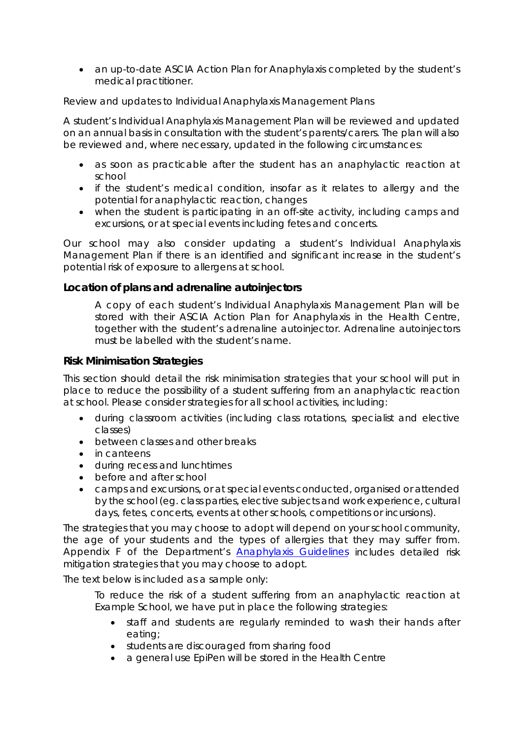- an up-to-date ASCIA Action Plan for Anaphylaxis completed by the student's medical practitioner.

Review and updates to Individual Anaphylaxis Management Plans

A student's Individual Anaphylaxis Management Plan will be reviewed and updated on an annual basis in consultation with the student's parents/carers. The plan will also be reviewed and, where necessary, updated in the following circumstances:

- as soon as practicable after the student has an anaphylactic reaction at school
- if the student's medical condition, insofar as it relates to allergy and the potential for anaphylactic reaction, changes
- when the student is participating in an off-site activity, including camps and excursions, or at special events including fetes and concerts.

Our school may also consider updating a student's Individual Anaphylaxis Management Plan if there is an identified and significant increase in the student's potential risk of exposure to allergens at school.

### Location of plans and adrenaline autoinjectors

A copy of each student's Individual Anaphylaxis Management Plan will be stored with their ASCIA Action Plan for Anaphylaxis in the Health Centre, together with the student's adrenaline autoinjector. Adrenaline autoinjectors must be labelled with the student's name.

### Risk Minimisation Strategies

This section should detail the risk minimisation strategies that your school will put in place to reduce the possibility of a student suffering from an anaphylactic reaction at school. Please consider strategies for all school activities, including:

- during classroom activities (including class rotations, specialist and elective classes)
- between classes and other breaks
- in canteens
- during recess and lunchtimes
- before and after school
- camps and excursions, or at special events conducted, organised or attended by the school (eg. class parties, elective subjects and work experience, cultural days, fetes, concerts, events at other schools, competitions or incursions).

The strategies that you may choose to adopt will depend on your school community, the age of your students and the types of allergies that they may suffer from. Appendix F of the Department's [Anaphylaxis Guidelines] includes detailed risk mitigation strategies that you may choose to adopt.

The text below is included as a sample only:

To reduce the risk of a student suffering from an anaphylactic reaction at Example School, we have put in place the following strategies:

- staff and students are regularly reminded to wash their hands after eating;
- students are discouraged from sharing food
- a general use EpiPen will be stored in the Health Centre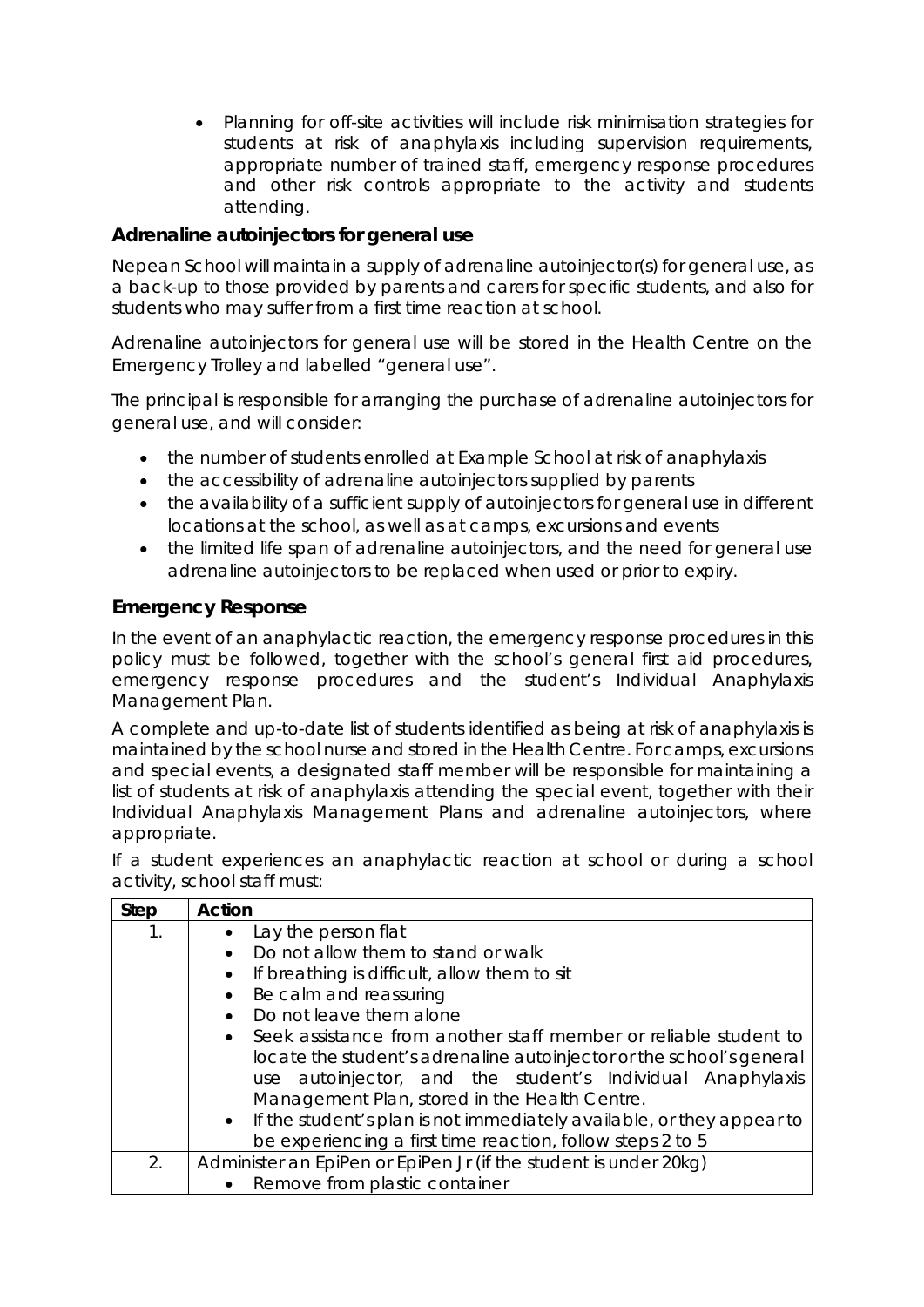- Planning for off-site activities will include risk minimisation strategies for students at risk of anaphylaxis including supervision requirements, appropriate number of trained staff, emergency response procedures and other risk controls appropriate to the activity and students attending.

### Adrenaline autoinjectors for general use

Nepean School will maintain a supply of adrenaline autoinjector(s) for general use, as a back-up to those provided by parents and carers for specific students, and also for students who may suffer from a first time reaction at school.

Adrenaline autoinjectors for general use will be stored in the Health Centre on the Emergency Trolley and labelled "general use".

The principal is responsible for arranging the purchase of adrenaline autoinjectors for general use, and will consider:

- the number of students enrolled at Example School at risk of anaphylaxis
- the accessibility of adrenaline autoinjectors supplied by parents
- the availability of a sufficient supply of autoinjectors for general use in different locations at the school, as well as at camps, excursions and events
- the limited life span of adrenaline autoinjectors, and the need for general use adrenaline autoinjectors to be replaced when used or prior to expiry.

### Emergency Response

In the event of an anaphylactic reaction, the emergency response procedures in this policy must be followed, together with the school's general first aid procedures, emergency response procedures and the student's Individual Anaphylaxis Management Plan.

A complete and up-to-date list of students identified as being at risk of anaphylaxis is maintained by the school nurse and stored in the Health Centre. For camps, excursions and special events, a designated staff member will be responsible for maintaining a list of students at risk of anaphylaxis attending the special event, together with their Individual Anaphylaxis Management Plans and adrenaline autoinjectors, where appropriate.

If a student experiences an anaphylactic reaction at school or during a school activity, school staff must:

| Step | Action |
| --- | --- |
| 1. | • Lay the person flat<br>• Do not allow them to stand or walk<br>• If breathing is difficult, allow them to sit<br>• Be calm and reassuring<br>• Do not leave them alone<br>• Seek assistance from another staff member or reliable student to locate the student's adrenaline autoinjector or the school's general use autoinjector, and the student's Individual Anaphylaxis Management Plan, stored in the Health Centre.<br>• If the student's plan is not immediately available, or they appear to be experiencing a first time reaction, follow steps 2 to 5 |
| 2. | Administer an EpiPen or EpiPen Jr (if the student is under 20kg)<br>• Remove from plastic container |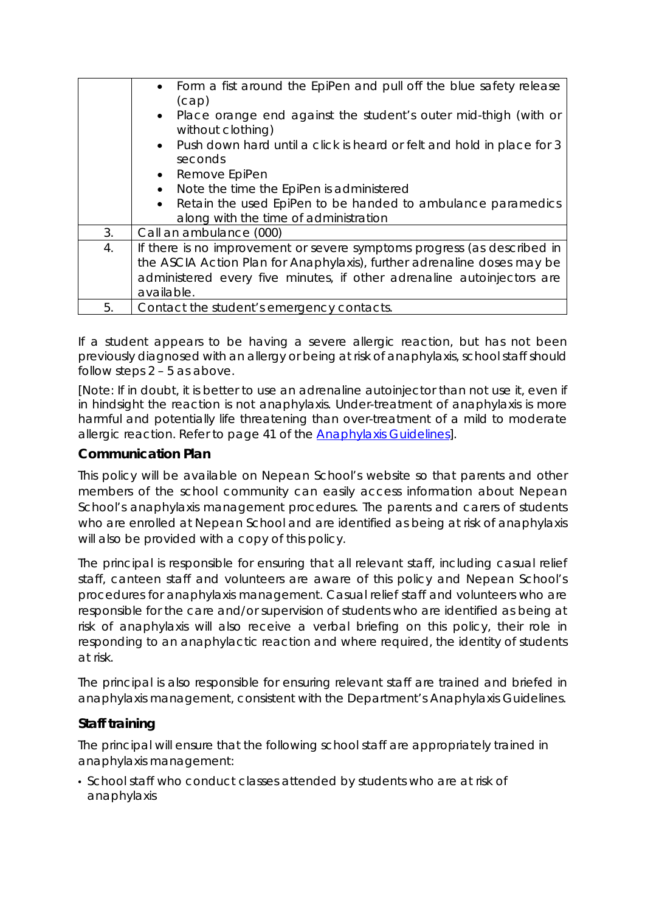| | |
|---|---|
| | • Form a fist around the EpiPen and pull off the blue safety release (cap)<br>• Place orange end against the student's outer mid-thigh (with or without clothing)<br>• Push down hard until a click is heard or felt and hold in place for 3 seconds<br>• Remove EpiPen<br>• Note the time the EpiPen is administered<br>• Retain the used EpiPen to be handed to ambulance paramedics along with the time of administration |
| 3. | Call an ambulance (000) |
| 4. | If there is no improvement or severe symptoms progress (as described in the ASCIA Action Plan for Anaphylaxis), further adrenaline doses may be administered every five minutes, if other adrenaline autoinjectors are available. |
| 5. | Contact the student's emergency contacts. |

If a student appears to be having a severe allergic reaction, but has not been previously diagnosed with an allergy or being at risk of anaphylaxis, school staff should follow steps 2 – 5 as above.

[Note: If in doubt, it is better to use an adrenaline autoinjector than not use it, even if in hindsight the reaction is not anaphylaxis. Under-treatment of anaphylaxis is more harmful and potentially life threatening than over-treatment of a mild to moderate allergic reaction. Refer to page 41 of the Anaphylaxis Guidelines].

### Communication Plan

This policy will be available on Nepean School's website so that parents and other members of the school community can easily access information about Nepean School's anaphylaxis management procedures. The parents and carers of students who are enrolled at Nepean School and are identified as being at risk of anaphylaxis will also be provided with a copy of this policy.

The principal is responsible for ensuring that all relevant staff, including casual relief staff, canteen staff and volunteers are aware of this policy and Nepean School's procedures for anaphylaxis management. Casual relief staff and volunteers who are responsible for the care and/or supervision of students who are identified as being at risk of anaphylaxis will also receive a verbal briefing on this policy, their role in responding to an anaphylactic reaction and where required, the identity of students at risk.

The principal is also responsible for ensuring relevant staff are trained and briefed in anaphylaxis management, consistent with the Department's Anaphylaxis Guidelines.

### Staff training

The principal will ensure that the following school staff are appropriately trained in anaphylaxis management:

- School staff who conduct classes attended by students who are at risk of anaphylaxis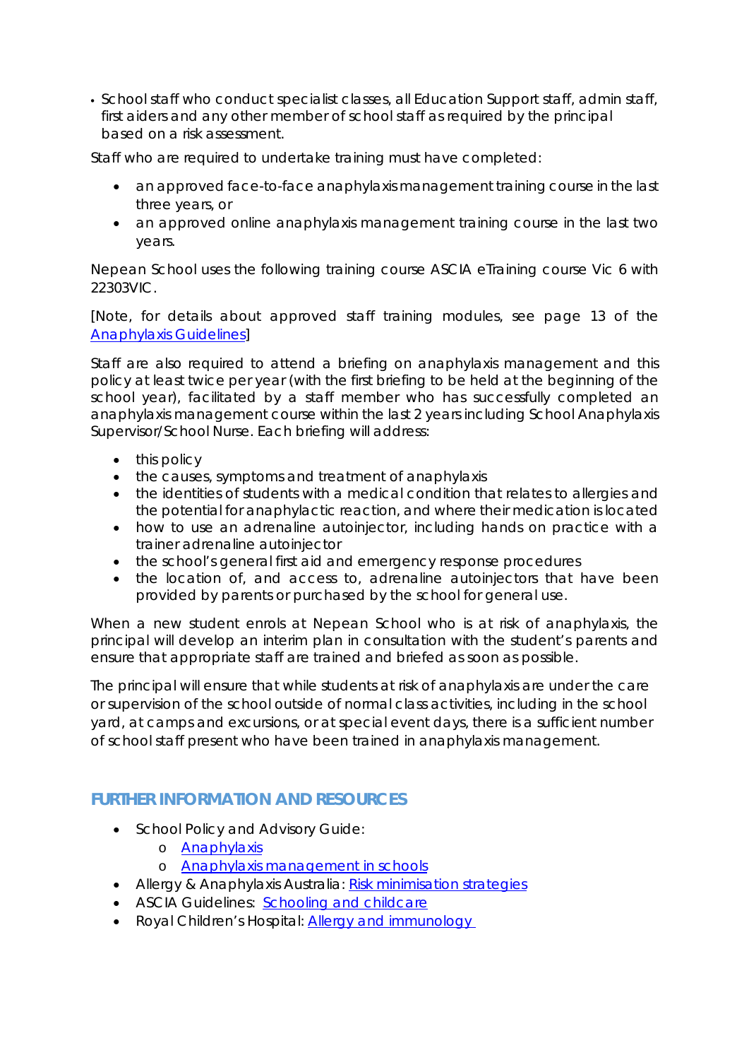- School staff who conduct specialist classes, all Education Support staff, admin staff, first aiders and any other member of school staff as required by the principal based on a risk assessment.

Staff who are required to undertake training must have completed:

- an approved face-to-face anaphylaxis management training course in the last three years, or
- an approved online anaphylaxis management training course in the last two years.

Nepean School uses the following training course ASCIA eTraining course Vic 6 with 22303VIC.

[Note, for details about approved staff training modules, see page 13 of the [Anaphylaxis Guidelines](Anaphylaxis Guidelines)]

Staff are also required to attend a briefing on anaphylaxis management and this policy at least twice per year (with the first briefing to be held at the beginning of the school year), facilitated by a staff member who has successfully completed an anaphylaxis management course within the last 2 years including School Anaphylaxis Supervisor/School Nurse. Each briefing will address:

- this policy
- the causes, symptoms and treatment of anaphylaxis
- the identities of students with a medical condition that relates to allergies and the potential for anaphylactic reaction, and where their medication is located
- how to use an adrenaline autoinjector, including hands on practice with a trainer adrenaline autoinjector
- the school's general first aid and emergency response procedures
- the location of, and access to, adrenaline autoinjectors that have been provided by parents or purchased by the school for general use.

When a new student enrols at Nepean School who is at risk of anaphylaxis, the principal will develop an interim plan in consultation with the student's parents and ensure that appropriate staff are trained and briefed as soon as possible.

The principal will ensure that while students at risk of anaphylaxis are under the care or supervision of the school outside of normal class activities, including in the school yard, at camps and excursions, or at special event days, there is a sufficient number of school staff present who have been trained in anaphylaxis management.

## FURTHER INFORMATION AND RESOURCES

- School Policy and Advisory Guide:
  - Anaphylaxis
  - Anaphylaxis management in schools
- Allergy & Anaphylaxis Australia: Risk minimisation strategies
- ASCIA Guidelines: Schooling and childcare
- Royal Children's Hospital: Allergy and immunology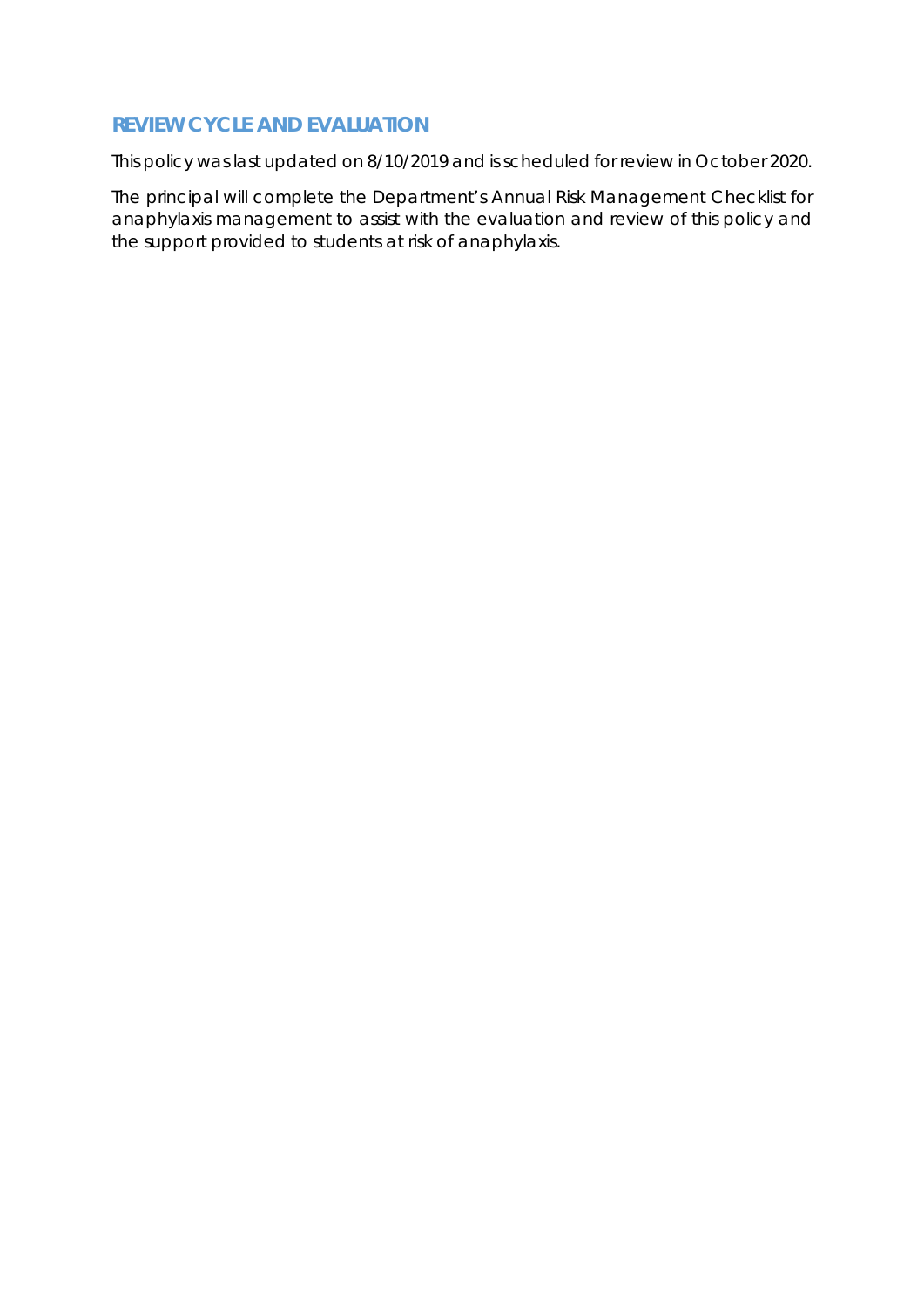## REVIEW CYCLE AND EVALUATION

This policy was last updated on 8/10/2019 and is scheduled for review in October 2020.

The principal will complete the Department's Annual Risk Management Checklist for anaphylaxis management to assist with the evaluation and review of this policy and the support provided to students at risk of anaphylaxis.